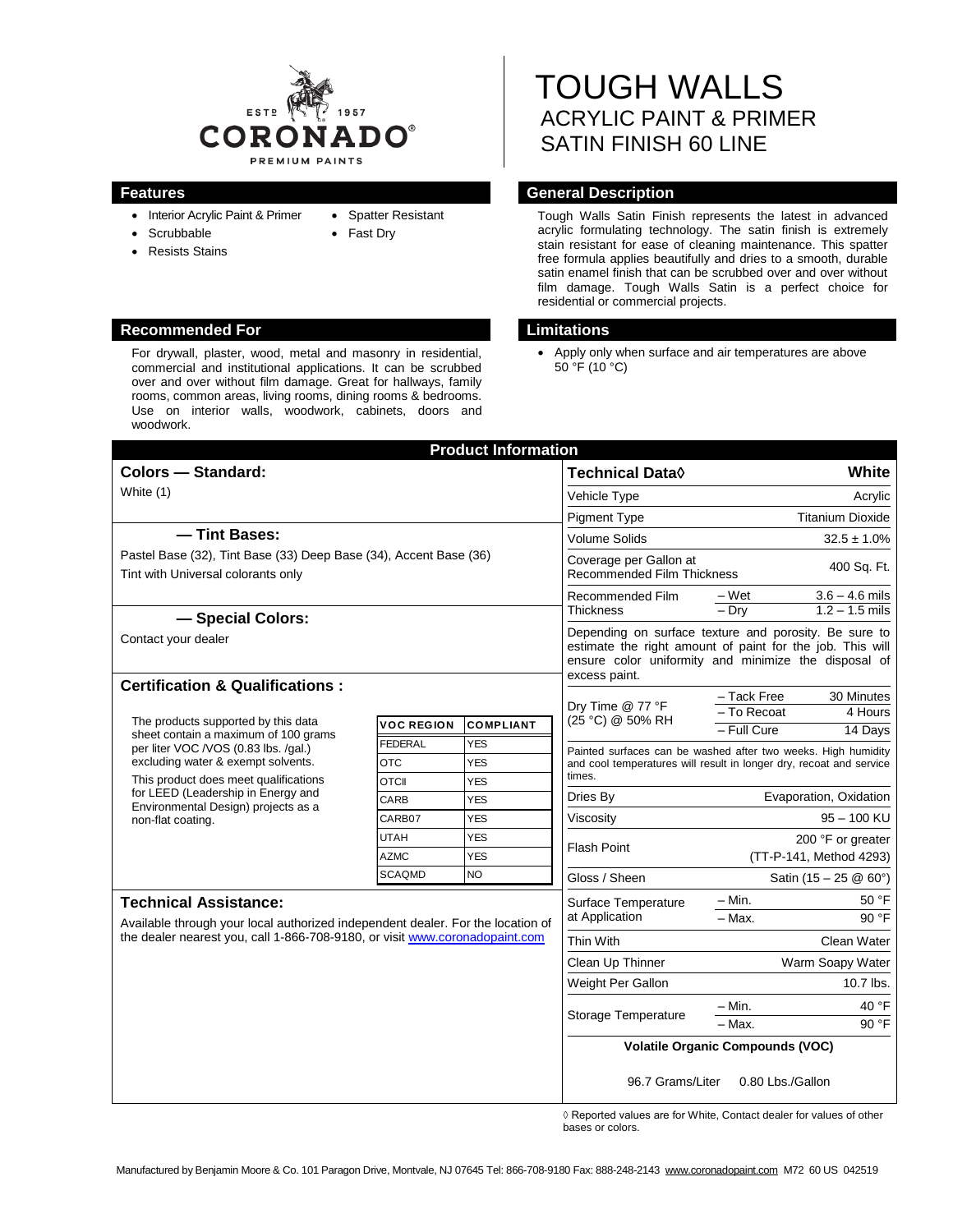ESTD 1957
CORONADO®
PREMIUM PAINTS

# TOUGH WALLS
## ACRYLIC PAINT & PRIMER
## SATIN FINISH 60 LINE

### Features

- Interior Acrylic Paint & Primer
- Scrubbable
- Resists Stains
- Spatter Resistant
- Fast Dry

### General Description

Tough Walls Satin Finish represents the latest in advanced acrylic formulating technology. The satin finish is extremely stain resistant for ease of cleaning maintenance. This spatter free formula applies beautifully and dries to a smooth, durable satin enamel finish that can be scrubbed over and over without film damage. Tough Walls Satin is a perfect choice for residential or commercial projects.

### Recommended For

For drywall, plaster, wood, metal and masonry in residential, commercial and institutional applications. It can be scrubbed over and over without film damage. Great for hallways, family rooms, common areas, living rooms, dining rooms & bedrooms. Use on interior walls, woodwork, cabinets, doors and woodwork.

### Limitations

- Apply only when surface and air temperatures are above 50 °F (10 °C)

## Product Information

### Colors — Standard:

White (1)

### — Tint Bases:

Pastel Base (32), Tint Base (33) Deep Base (34), Accent Base (36)
Tint with Universal colorants only

### — Special Colors:

Contact your dealer

### Certification & Qualifications :

The products supported by this data sheet contain a maximum of 100 grams per liter VOC /VOS (0.83 lbs. /gal.) excluding water & exempt solvents.

This product does meet qualifications for LEED (Leadership in Energy and Environmental Design) projects as a non-flat coating.

| VOC REGION | COMPLIANT |
|---|---|
| FEDERAL | YES |
| OTC | YES |
| OTCII | YES |
| CARB | YES |
| CARB07 | YES |
| UTAH | YES |
| AZMC | YES |
| SCAQMD | NO |

### Technical Assistance:

Available through your local authorized independent dealer. For the location of the dealer nearest you, call 1-866-708-9180, or visit www.coronadopaint.com

| Technical Data◊ | | White |
|---|---|---|
| Vehicle Type | | Acrylic |
| Pigment Type | | Titanium Dioxide |
| Volume Solids | | 32.5 ± 1.0% |
| Coverage per Gallon at Recommended Film Thickness | | 400 Sq. Ft. |
| Recommended Film Thickness | – Wet | 3.6 – 4.6 mils |
| | – Dry | 1.2 – 1.5 mils |
| Depending on surface texture and porosity. Be sure to estimate the right amount of paint for the job. This will ensure color uniformity and minimize the disposal of excess paint. | | |
| Dry Time @ 77 °F (25 °C) @ 50% RH | – Tack Free | 30 Minutes |
| | – To Recoat | 4 Hours |
| | – Full Cure | 14 Days |
| Painted surfaces can be washed after two weeks. High humidity and cool temperatures will result in longer dry, recoat and service times. | | |
| Dries By | | Evaporation, Oxidation |
| Viscosity | | 95 – 100 KU |
| Flash Point | | 200 °F or greater (TT-P-141, Method 4293) |
| Gloss / Sheen | | Satin (15 – 25 @ 60°) |
| Surface Temperature at Application | – Min. | 50 °F |
| | – Max. | 90 °F |
| Thin With | | Clean Water |
| Clean Up Thinner | | Warm Soapy Water |
| Weight Per Gallon | | 10.7 lbs. |
| Storage Temperature | – Min. | 40 °F |
| | – Max. | 90 °F |
| Volatile Organic Compounds (VOC) | | |
| 96.7 Grams/Liter | | 0.80 Lbs./Gallon |

◊ Reported values are for White, Contact dealer for values of other bases or colors.

Manufactured by Benjamin Moore & Co. 101 Paragon Drive, Montvale, NJ 07645 Tel: 866-708-9180 Fax: 888-248-2143 www.coronadopaint.com M72 60 US 042519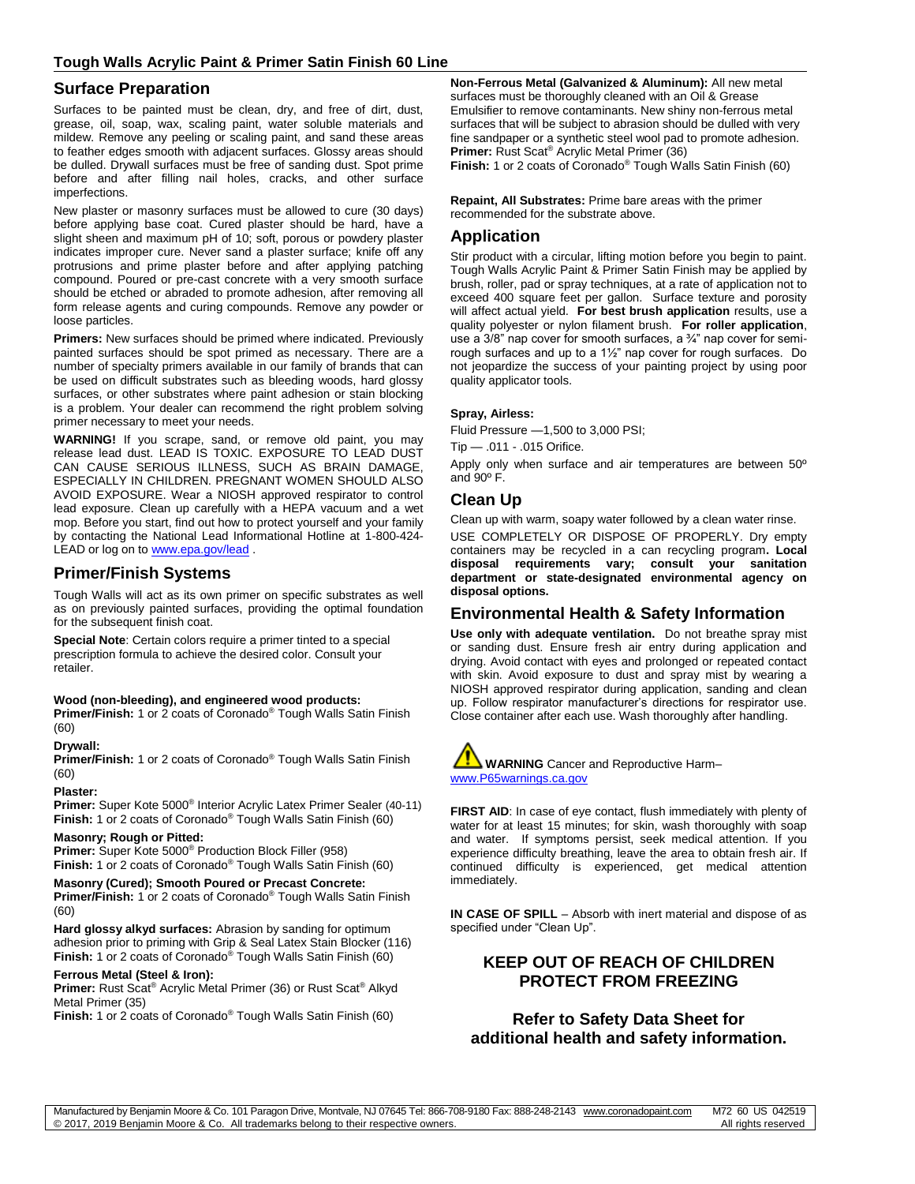## Tough Walls Acrylic Paint & Primer Satin Finish 60 Line

## Surface Preparation

Surfaces to be painted must be clean, dry, and free of dirt, dust, grease, oil, soap, wax, scaling paint, water soluble materials and mildew. Remove any peeling or scaling paint, and sand these areas to feather edges smooth with adjacent surfaces. Glossy areas should be dulled. Drywall surfaces must be free of sanding dust. Spot prime before and after filling nail holes, cracks, and other surface imperfections.

New plaster or masonry surfaces must be allowed to cure (30 days) before applying base coat. Cured plaster should be hard, have a slight sheen and maximum pH of 10; soft, porous or powdery plaster indicates improper cure. Never sand a plaster surface; knife off any protrusions and prime plaster before and after applying patching compound. Poured or pre-cast concrete with a very smooth surface should be etched or abraded to promote adhesion, after removing all form release agents and curing compounds. Remove any powder or loose particles.

**Primers:** New surfaces should be primed where indicated. Previously painted surfaces should be spot primed as necessary. There are a number of specialty primers available in our family of brands that can be used on difficult substrates such as bleeding woods, hard glossy surfaces, or other substrates where paint adhesion or stain blocking is a problem. Your dealer can recommend the right problem solving primer necessary to meet your needs.

**WARNING!** If you scrape, sand, or remove old paint, you may release lead dust. LEAD IS TOXIC. EXPOSURE TO LEAD DUST CAN CAUSE SERIOUS ILLNESS, SUCH AS BRAIN DAMAGE, ESPECIALLY IN CHILDREN. PREGNANT WOMEN SHOULD ALSO AVOID EXPOSURE. Wear a NIOSH approved respirator to control lead exposure. Clean up carefully with a HEPA vacuum and a wet mop. Before you start, find out how to protect yourself and your family by contacting the National Lead Informational Hotline at 1-800-424-LEAD or log on to www.epa.gov/lead .

## Primer/Finish Systems

Tough Walls will act as its own primer on specific substrates as well as on previously painted surfaces, providing the optimal foundation for the subsequent finish coat.

**Special Note**: Certain colors require a primer tinted to a special prescription formula to achieve the desired color. Consult your retailer.

**Wood (non-bleeding), and engineered wood products:**
**Primer/Finish:** 1 or 2 coats of Coronado® Tough Walls Satin Finish (60)

**Drywall:**
**Primer/Finish:** 1 or 2 coats of Coronado® Tough Walls Satin Finish (60)

**Plaster:**
**Primer:** Super Kote 5000® Interior Acrylic Latex Primer Sealer (40-11)
**Finish:** 1 or 2 coats of Coronado® Tough Walls Satin Finish (60)

**Masonry; Rough or Pitted:**
**Primer:** Super Kote 5000® Production Block Filler (958)
**Finish:** 1 or 2 coats of Coronado® Tough Walls Satin Finish (60)

**Masonry (Cured); Smooth Poured or Precast Concrete:**
**Primer/Finish:** 1 or 2 coats of Coronado® Tough Walls Satin Finish (60)

**Hard glossy alkyd surfaces:** Abrasion by sanding for optimum adhesion prior to priming with Grip & Seal Latex Stain Blocker (116)
**Finish:** 1 or 2 coats of Coronado® Tough Walls Satin Finish (60)

**Ferrous Metal (Steel & Iron):**
**Primer:** Rust Scat® Acrylic Metal Primer (36) or Rust Scat® Alkyd Metal Primer (35)
**Finish:** 1 or 2 coats of Coronado® Tough Walls Satin Finish (60)

**Non-Ferrous Metal (Galvanized & Aluminum):** All new metal surfaces must be thoroughly cleaned with an Oil & Grease Emulsifier to remove contaminants. New shiny non-ferrous metal surfaces that will be subject to abrasion should be dulled with very fine sandpaper or a synthetic steel wool pad to promote adhesion.
**Primer:** Rust Scat® Acrylic Metal Primer (36)
**Finish:** 1 or 2 coats of Coronado® Tough Walls Satin Finish (60)

**Repaint, All Substrates:** Prime bare areas with the primer recommended for the substrate above.

## Application

Stir product with a circular, lifting motion before you begin to paint. Tough Walls Acrylic Paint & Primer Satin Finish may be applied by brush, roller, pad or spray techniques, at a rate of application not to exceed 400 square feet per gallon. Surface texture and porosity will affect actual yield. **For best brush application** results, use a quality polyester or nylon filament brush. **For roller application**, use a 3/8" nap cover for smooth surfaces, a ¾" nap cover for semi-rough surfaces and up to a 1½" nap cover for rough surfaces. Do not jeopardize the success of your painting project by using poor quality applicator tools.

**Spray, Airless:**

Fluid Pressure —1,500 to 3,000 PSI;

Tip — .011 - .015 Orifice.

Apply only when surface and air temperatures are between 50º and 90º F.

## Clean Up

Clean up with warm, soapy water followed by a clean water rinse.

USE COMPLETELY OR DISPOSE OF PROPERLY. Dry empty containers may be recycled in a can recycling program. **Local disposal requirements vary; consult your sanitation department or state-designated environmental agency on disposal options.**

## Environmental Health & Safety Information

**Use only with adequate ventilation.** Do not breathe spray mist or sanding dust. Ensure fresh air entry during application and drying. Avoid contact with eyes and prolonged or repeated contact with skin. Avoid exposure to dust and spray mist by wearing a NIOSH approved respirator during application, sanding and clean up. Follow respirator manufacturer's directions for respirator use. Close container after each use. Wash thoroughly after handling.

**WARNING** Cancer and Reproductive Harm– www.P65warnings.ca.gov

**FIRST AID**: In case of eye contact, flush immediately with plenty of water for at least 15 minutes; for skin, wash thoroughly with soap and water. If symptoms persist, seek medical attention. If you experience difficulty breathing, leave the area to obtain fresh air. If continued difficulty is experienced, get medical attention immediately.

**IN CASE OF SPILL** – Absorb with inert material and dispose of as specified under "Clean Up".

**KEEP OUT OF REACH OF CHILDREN**
**PROTECT FROM FREEZING**

**Refer to Safety Data Sheet for additional health and safety information.**

Manufactured by Benjamin Moore & Co. 101 Paragon Drive, Montvale, NJ 07645 Tel: 866-708-9180 Fax: 888-248-2143 www.coronadopaint.com M72 60 US 042519
© 2017, 2019 Benjamin Moore & Co. All trademarks belong to their respective owners. All rights reserved